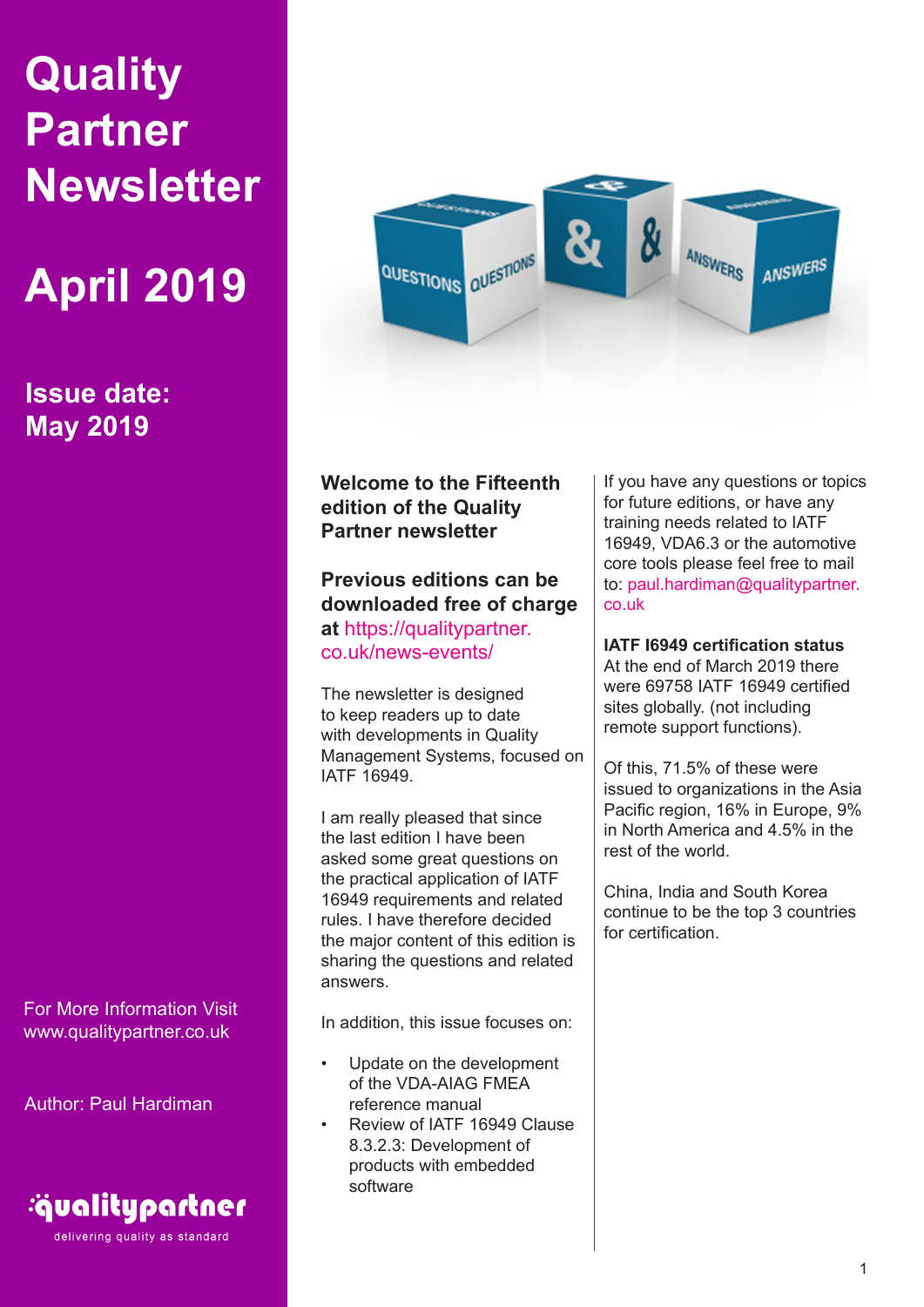# Quality Partner Newsletter

# April 2019

## Issue date: May 2019

For More Information Visit www.qualitypartner.co.uk

Author: Paul Hardiman

qualitypartner
delivering quality as standard

**Welcome to the Fifteenth edition of the Quality Partner newsletter**

**Previous editions can be downloaded free of charge at** https://qualitypartner.co.uk/news-events/

The newsletter is designed to keep readers up to date with developments in Quality Management Systems, focused on IATF 16949.

I am really pleased that since the last edition I have been asked some great questions on the practical application of IATF 16949 requirements and related rules. I have therefore decided the major content of this edition is sharing the questions and related answers.

In addition, this issue focuses on:

- Update on the development of the VDA-AIAG FMEA reference manual
- Review of IATF 16949 Clause 8.3.2.3: Development of products with embedded software

If you have any questions or topics for future editions, or have any training needs related to IATF 16949, VDA6.3 or the automotive core tools please feel free to mail to: paul.hardiman@qualitypartner.co.uk

**IATF I6949 certification status**

At the end of March 2019 there were 69758 IATF 16949 certified sites globally. (not including remote support functions).

Of this, 71.5% of these were issued to organizations in the Asia Pacific region, 16% in Europe, 9% in North America and 4.5% in the rest of the world.

China, India and South Korea continue to be the top 3 countries for certification.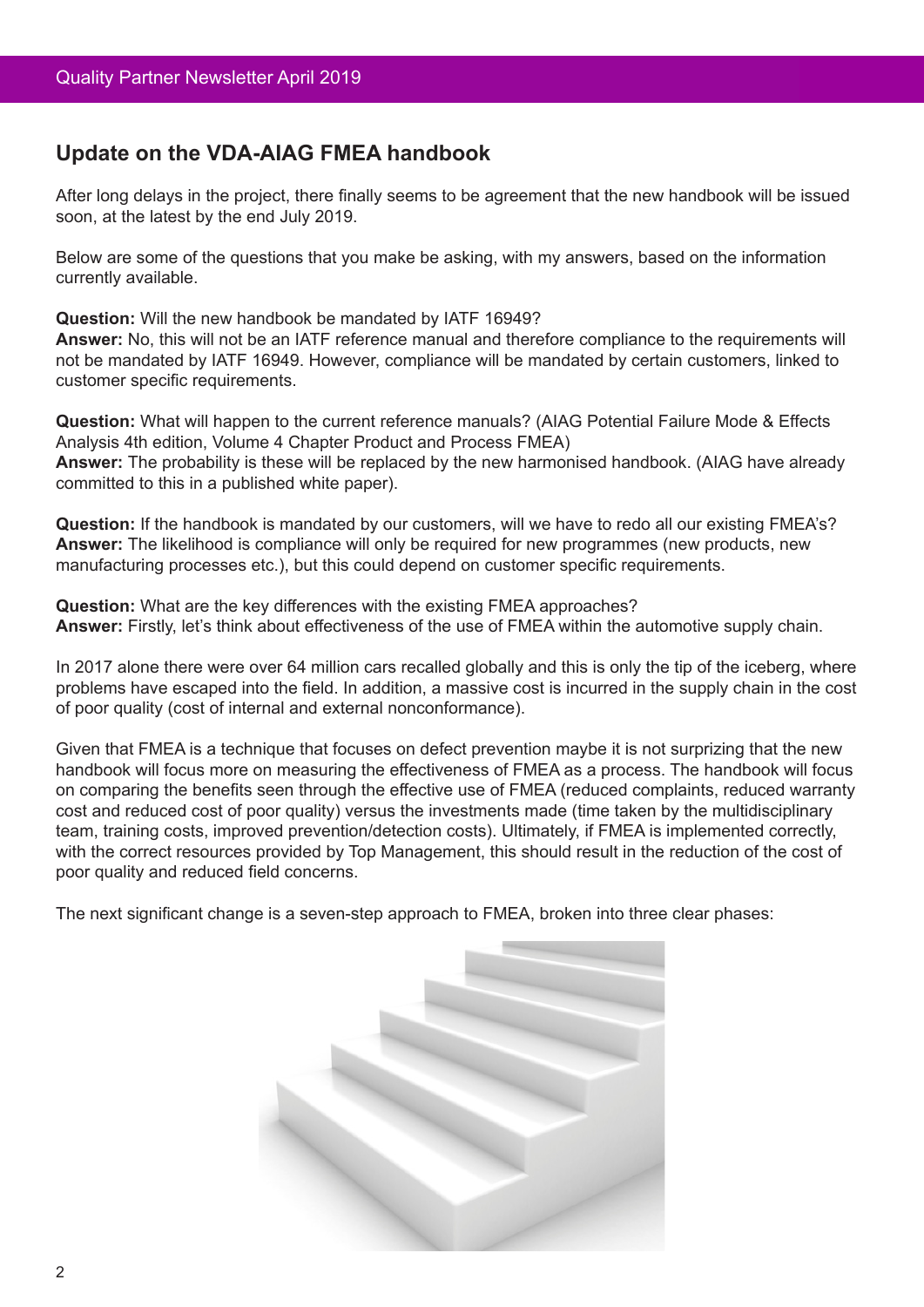## Update on the VDA-AIAG FMEA handbook

After long delays in the project, there finally seems to be agreement that the new handbook will be issued soon, at the latest by the end July 2019.

Below are some of the questions that you make be asking, with my answers, based on the information currently available.

**Question:** Will the new handbook be mandated by IATF 16949?
**Answer:** No, this will not be an IATF reference manual and therefore compliance to the requirements will not be mandated by IATF 16949. However, compliance will be mandated by certain customers, linked to customer specific requirements.

**Question:** What will happen to the current reference manuals? (AIAG Potential Failure Mode & Effects Analysis 4th edition, Volume 4 Chapter Product and Process FMEA)
**Answer:** The probability is these will be replaced by the new harmonised handbook. (AIAG have already committed to this in a published white paper).

**Question:** If the handbook is mandated by our customers, will we have to redo all our existing FMEA's?
**Answer:** The likelihood is compliance will only be required for new programmes (new products, new manufacturing processes etc.), but this could depend on customer specific requirements.

**Question:** What are the key differences with the existing FMEA approaches?
**Answer:** Firstly, let's think about effectiveness of the use of FMEA within the automotive supply chain.

In 2017 alone there were over 64 million cars recalled globally and this is only the tip of the iceberg, where problems have escaped into the field. In addition, a massive cost is incurred in the supply chain in the cost of poor quality (cost of internal and external nonconformance).

Given that FMEA is a technique that focuses on defect prevention maybe it is not surprizing that the new handbook will focus more on measuring the effectiveness of FMEA as a process. The handbook will focus on comparing the benefits seen through the effective use of FMEA (reduced complaints, reduced warranty cost and reduced cost of poor quality) versus the investments made (time taken by the multidisciplinary team, training costs, improved prevention/detection costs). Ultimately, if FMEA is implemented correctly, with the correct resources provided by Top Management, this should result in the reduction of the cost of poor quality and reduced field concerns.

The next significant change is a seven-step approach to FMEA, broken into three clear phases: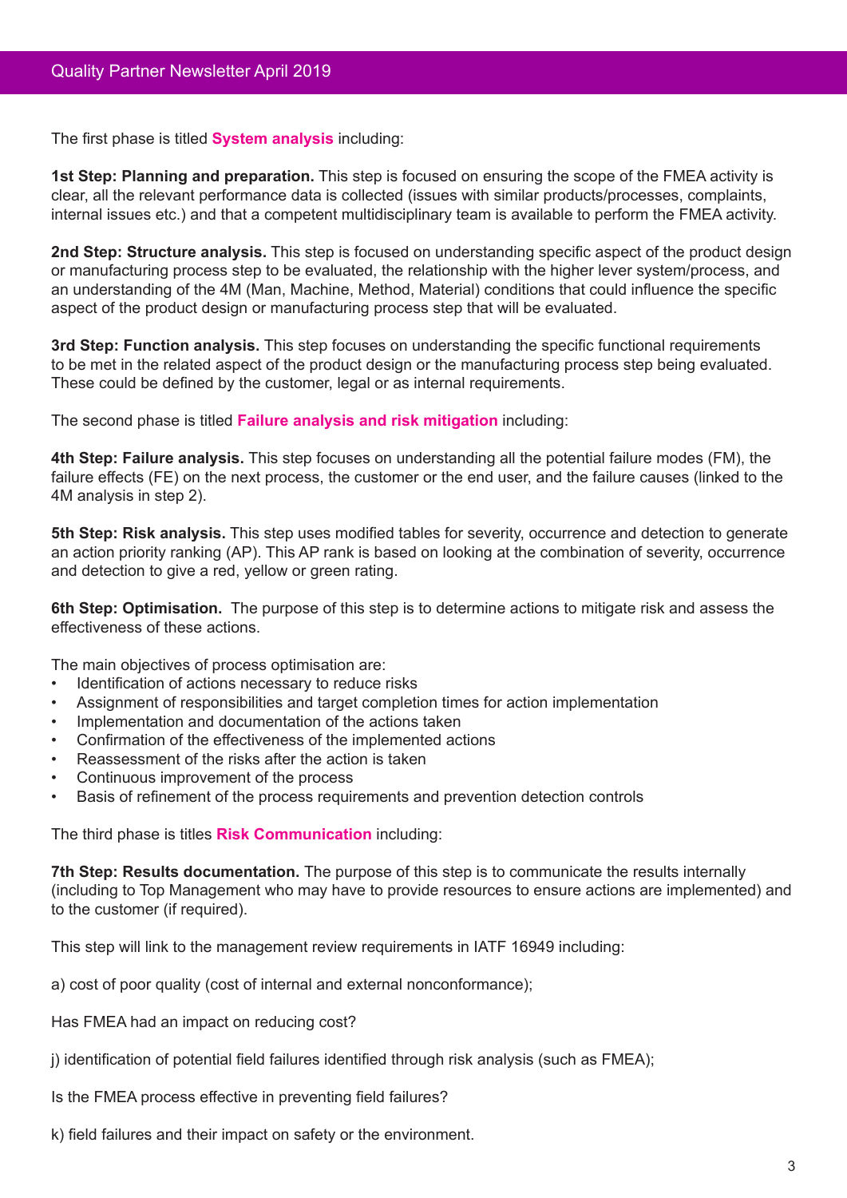The first phase is titled **System analysis** including:

**1st Step: Planning and preparation.** This step is focused on ensuring the scope of the FMEA activity is clear, all the relevant performance data is collected (issues with similar products/processes, complaints, internal issues etc.) and that a competent multidisciplinary team is available to perform the FMEA activity.

**2nd Step: Structure analysis.** This step is focused on understanding specific aspect of the product design or manufacturing process step to be evaluated, the relationship with the higher lever system/process, and an understanding of the 4M (Man, Machine, Method, Material) conditions that could influence the specific aspect of the product design or manufacturing process step that will be evaluated.

**3rd Step: Function analysis.** This step focuses on understanding the specific functional requirements to be met in the related aspect of the product design or the manufacturing process step being evaluated. These could be defined by the customer, legal or as internal requirements.

The second phase is titled **Failure analysis and risk mitigation** including:

**4th Step: Failure analysis.** This step focuses on understanding all the potential failure modes (FM), the failure effects (FE) on the next process, the customer or the end user, and the failure causes (linked to the 4M analysis in step 2).

**5th Step: Risk analysis.** This step uses modified tables for severity, occurrence and detection to generate an action priority ranking (AP). This AP rank is based on looking at the combination of severity, occurrence and detection to give a red, yellow or green rating.

**6th Step: Optimisation.** The purpose of this step is to determine actions to mitigate risk and assess the effectiveness of these actions.

The main objectives of process optimisation are:

- Identification of actions necessary to reduce risks
- Assignment of responsibilities and target completion times for action implementation
- Implementation and documentation of the actions taken
- Confirmation of the effectiveness of the implemented actions
- Reassessment of the risks after the action is taken
- Continuous improvement of the process
- Basis of refinement of the process requirements and prevention detection controls

The third phase is titles **Risk Communication** including:

**7th Step: Results documentation.** The purpose of this step is to communicate the results internally (including to Top Management who may have to provide resources to ensure actions are implemented) and to the customer (if required).

This step will link to the management review requirements in IATF 16949 including:

a) cost of poor quality (cost of internal and external nonconformance);

Has FMEA had an impact on reducing cost?

j) identification of potential field failures identified through risk analysis (such as FMEA);

Is the FMEA process effective in preventing field failures?

k) field failures and their impact on safety or the environment.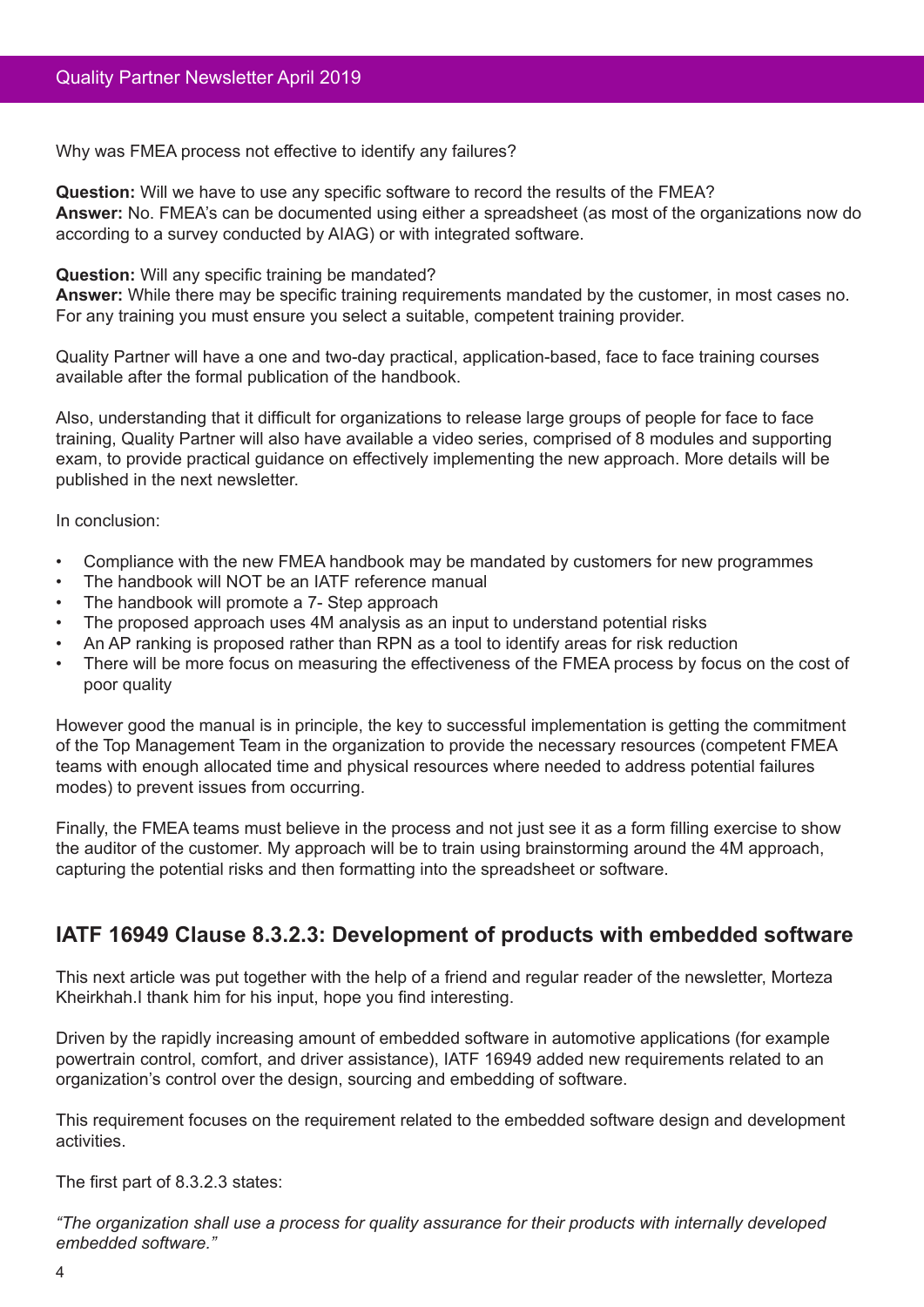Why was FMEA process not effective to identify any failures?

**Question:** Will we have to use any specific software to record the results of the FMEA?
**Answer:** No. FMEA's can be documented using either a spreadsheet (as most of the organizations now do according to a survey conducted by AIAG) or with integrated software.

**Question:** Will any specific training be mandated?
**Answer:** While there may be specific training requirements mandated by the customer, in most cases no. For any training you must ensure you select a suitable, competent training provider.

Quality Partner will have a one and two-day practical, application-based, face to face training courses available after the formal publication of the handbook.

Also, understanding that it difficult for organizations to release large groups of people for face to face training, Quality Partner will also have available a video series, comprised of 8 modules and supporting exam, to provide practical guidance on effectively implementing the new approach. More details will be published in the next newsletter.

In conclusion:

- Compliance with the new FMEA handbook may be mandated by customers for new programmes
- The handbook will NOT be an IATF reference manual
- The handbook will promote a 7- Step approach
- The proposed approach uses 4M analysis as an input to understand potential risks
- An AP ranking is proposed rather than RPN as a tool to identify areas for risk reduction
- There will be more focus on measuring the effectiveness of the FMEA process by focus on the cost of poor quality

However good the manual is in principle, the key to successful implementation is getting the commitment of the Top Management Team in the organization to provide the necessary resources (competent FMEA teams with enough allocated time and physical resources where needed to address potential failures modes) to prevent issues from occurring.

Finally, the FMEA teams must believe in the process and not just see it as a form filling exercise to show the auditor of the customer. My approach will be to train using brainstorming around the 4M approach, capturing the potential risks and then formatting into the spreadsheet or software.

## IATF 16949 Clause 8.3.2.3: Development of products with embedded software

This next article was put together with the help of a friend and regular reader of the newsletter, Morteza Kheirkhah.I thank him for his input, hope you find interesting.

Driven by the rapidly increasing amount of embedded software in automotive applications (for example powertrain control, comfort, and driver assistance), IATF 16949 added new requirements related to an organization's control over the design, sourcing and embedding of software.

This requirement focuses on the requirement related to the embedded software design and development activities.

The first part of 8.3.2.3 states:

*"The organization shall use a process for quality assurance for their products with internally developed embedded software."*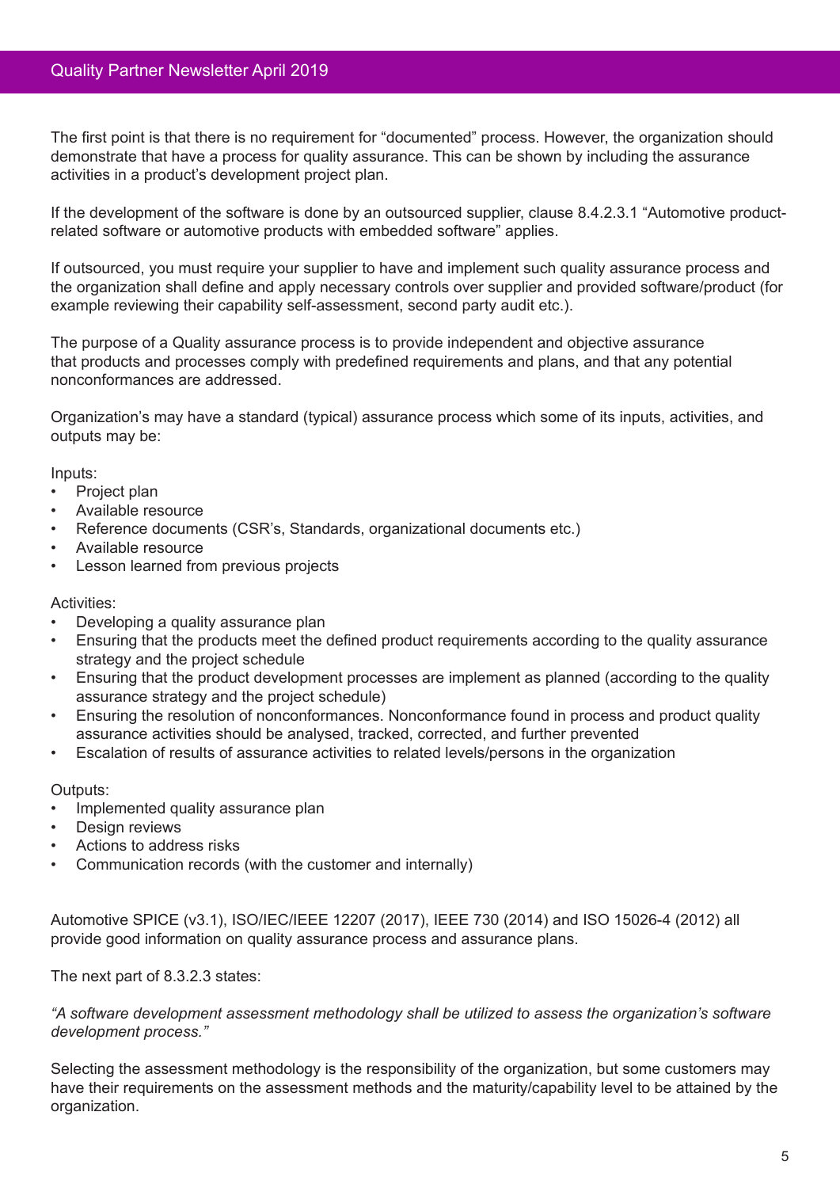The first point is that there is no requirement for "documented" process. However, the organization should demonstrate that have a process for quality assurance. This can be shown by including the assurance activities in a product's development project plan.

If the development of the software is done by an outsourced supplier, clause 8.4.2.3.1 "Automotive product-related software or automotive products with embedded software" applies.

If outsourced, you must require your supplier to have and implement such quality assurance process and the organization shall define and apply necessary controls over supplier and provided software/product (for example reviewing their capability self-assessment, second party audit etc.).

The purpose of a Quality assurance process is to provide independent and objective assurance that products and processes comply with predefined requirements and plans, and that any potential nonconformances are addressed.

Organization's may have a standard (typical) assurance process which some of its inputs, activities, and outputs may be:

Inputs:

- Project plan
- Available resource
- Reference documents (CSR's, Standards, organizational documents etc.)
- Available resource
- Lesson learned from previous projects

Activities:

- Developing a quality assurance plan
- Ensuring that the products meet the defined product requirements according to the quality assurance strategy and the project schedule
- Ensuring that the product development processes are implement as planned (according to the quality assurance strategy and the project schedule)
- Ensuring the resolution of nonconformances. Nonconformance found in process and product quality assurance activities should be analysed, tracked, corrected, and further prevented
- Escalation of results of assurance activities to related levels/persons in the organization

Outputs:

- Implemented quality assurance plan
- Design reviews
- Actions to address risks
- Communication records (with the customer and internally)

Automotive SPICE (v3.1), ISO/IEC/IEEE 12207 (2017), IEEE 730 (2014) and ISO 15026-4 (2012) all provide good information on quality assurance process and assurance plans.

The next part of 8.3.2.3 states:

*"A software development assessment methodology shall be utilized to assess the organization's software development process."*

Selecting the assessment methodology is the responsibility of the organization, but some customers may have their requirements on the assessment methods and the maturity/capability level to be attained by the organization.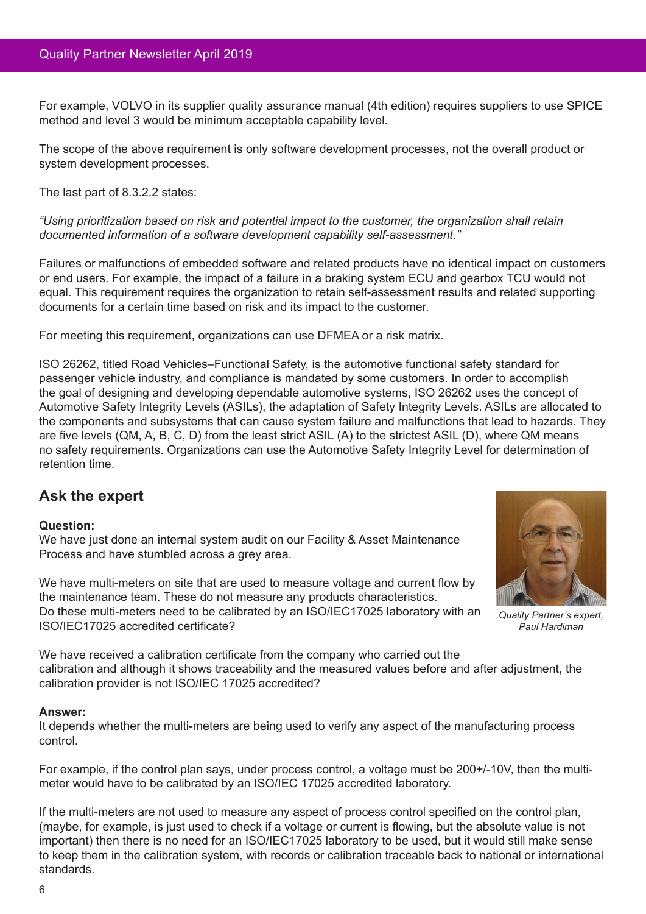For example, VOLVO in its supplier quality assurance manual (4th edition) requires suppliers to use SPICE method and level 3 would be minimum acceptable capability level.

The scope of the above requirement is only software development processes, not the overall product or system development processes.

The last part of 8.3.2.2 states:

*"Using prioritization based on risk and potential impact to the customer, the organization shall retain documented information of a software development capability self-assessment."*

Failures or malfunctions of embedded software and related products have no identical impact on customers or end users. For example, the impact of a failure in a braking system ECU and gearbox TCU would not equal. This requirement requires the organization to retain self-assessment results and related supporting documents for a certain time based on risk and its impact to the customer.

For meeting this requirement, organizations can use DFMEA or a risk matrix.

ISO 26262, titled Road Vehicles–Functional Safety, is the automotive functional safety standard for passenger vehicle industry, and compliance is mandated by some customers. In order to accomplish the goal of designing and developing dependable automotive systems, ISO 26262 uses the concept of Automotive Safety Integrity Levels (ASILs), the adaptation of Safety Integrity Levels. ASILs are allocated to the components and subsystems that can cause system failure and malfunctions that lead to hazards. They are five levels (QM, A, B, C, D) from the least strict ASIL (A) to the strictest ASIL (D), where QM means no safety requirements. Organizations can use the Automotive Safety Integrity Level for determination of retention time.

## Ask the expert

**Question:**
We have just done an internal system audit on our Facility & Asset Maintenance Process and have stumbled across a grey area.

We have multi-meters on site that are used to measure voltage and current flow by the maintenance team. These do not measure any products characteristics. Do these multi-meters need to be calibrated by an ISO/IEC17025 laboratory with an ISO/IEC17025 accredited certificate?

*Quality Partner's expert, Paul Hardiman*

We have received a calibration certificate from the company who carried out the calibration and although it shows traceability and the measured values before and after adjustment, the calibration provider is not ISO/IEC 17025 accredited?

**Answer:**
It depends whether the multi-meters are being used to verify any aspect of the manufacturing process control.

For example, if the control plan says, under process control, a voltage must be 200+/-10V, then the multi-meter would have to be calibrated by an ISO/IEC 17025 accredited laboratory.

If the multi-meters are not used to measure any aspect of process control specified on the control plan, (maybe, for example, is just used to check if a voltage or current is flowing, but the absolute value is not important) then there is no need for an ISO/IEC17025 laboratory to be used, but it would still make sense to keep them in the calibration system, with records or calibration traceable back to national or international standards.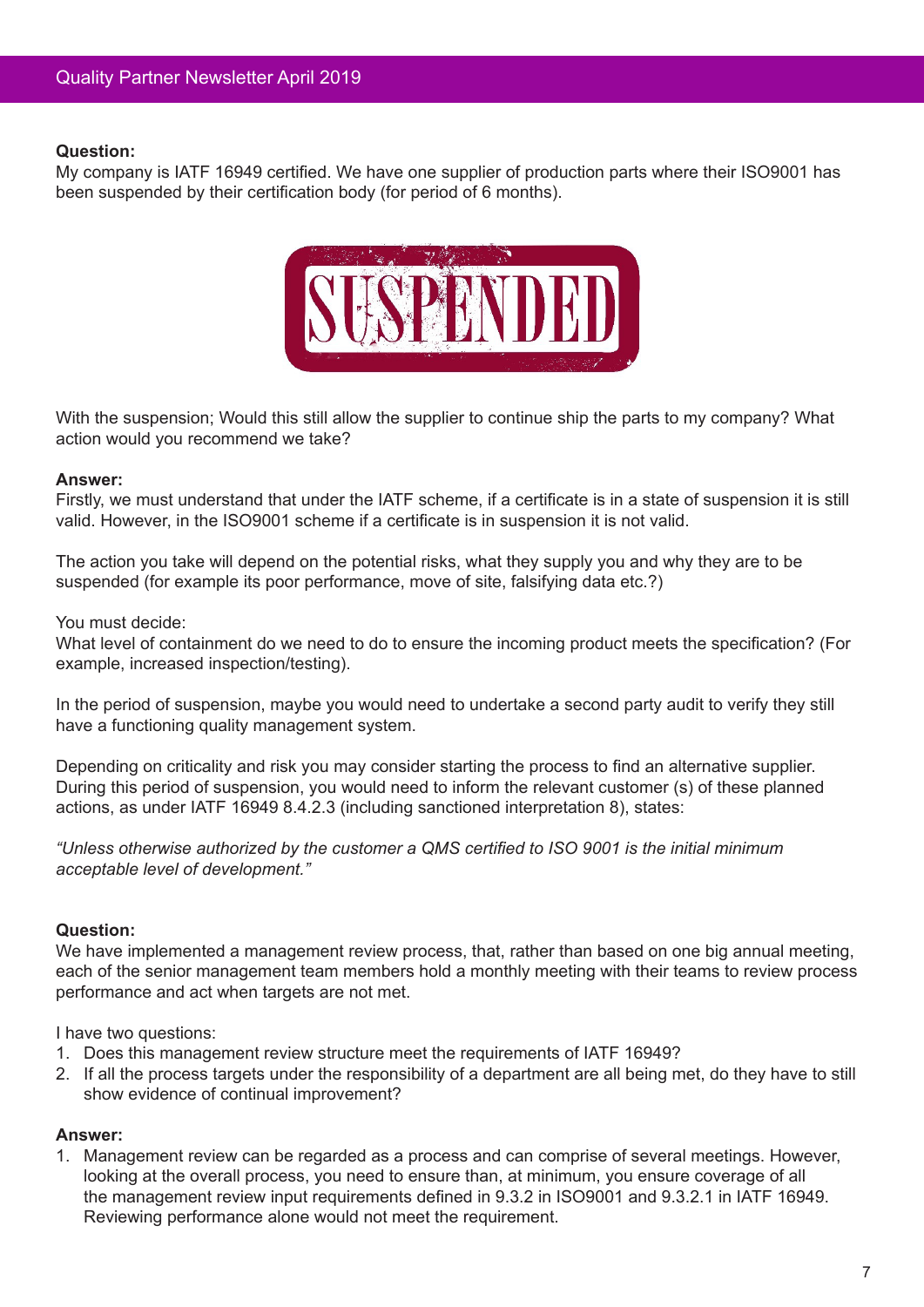**Question:**
My company is IATF 16949 certified. We have one supplier of production parts where their ISO9001 has been suspended by their certification body (for period of 6 months).

With the suspension; Would this still allow the supplier to continue ship the parts to my company? What action would you recommend we take?

**Answer:**
Firstly, we must understand that under the IATF scheme, if a certificate is in a state of suspension it is still valid. However, in the ISO9001 scheme if a certificate is in suspension it is not valid.

The action you take will depend on the potential risks, what they supply you and why they are to be suspended (for example its poor performance, move of site, falsifying data etc.?)

You must decide:
What level of containment do we need to do to ensure the incoming product meets the specification? (For example, increased inspection/testing).

In the period of suspension, maybe you would need to undertake a second party audit to verify they still have a functioning quality management system.

Depending on criticality and risk you may consider starting the process to find an alternative supplier. During this period of suspension, you would need to inform the relevant customer (s) of these planned actions, as under IATF 16949 8.4.2.3 (including sanctioned interpretation 8), states:

*"Unless otherwise authorized by the customer a QMS certified to ISO 9001 is the initial minimum acceptable level of development."*

**Question:**
We have implemented a management review process, that, rather than based on one big annual meeting, each of the senior management team members hold a monthly meeting with their teams to review process performance and act when targets are not met.

I have two questions:

1. Does this management review structure meet the requirements of IATF 16949?
2. If all the process targets under the responsibility of a department are all being met, do they have to still show evidence of continual improvement?

**Answer:**

1. Management review can be regarded as a process and can comprise of several meetings. However, looking at the overall process, you need to ensure than, at minimum, you ensure coverage of all the management review input requirements defined in 9.3.2 in ISO9001 and 9.3.2.1 in IATF 16949. Reviewing performance alone would not meet the requirement.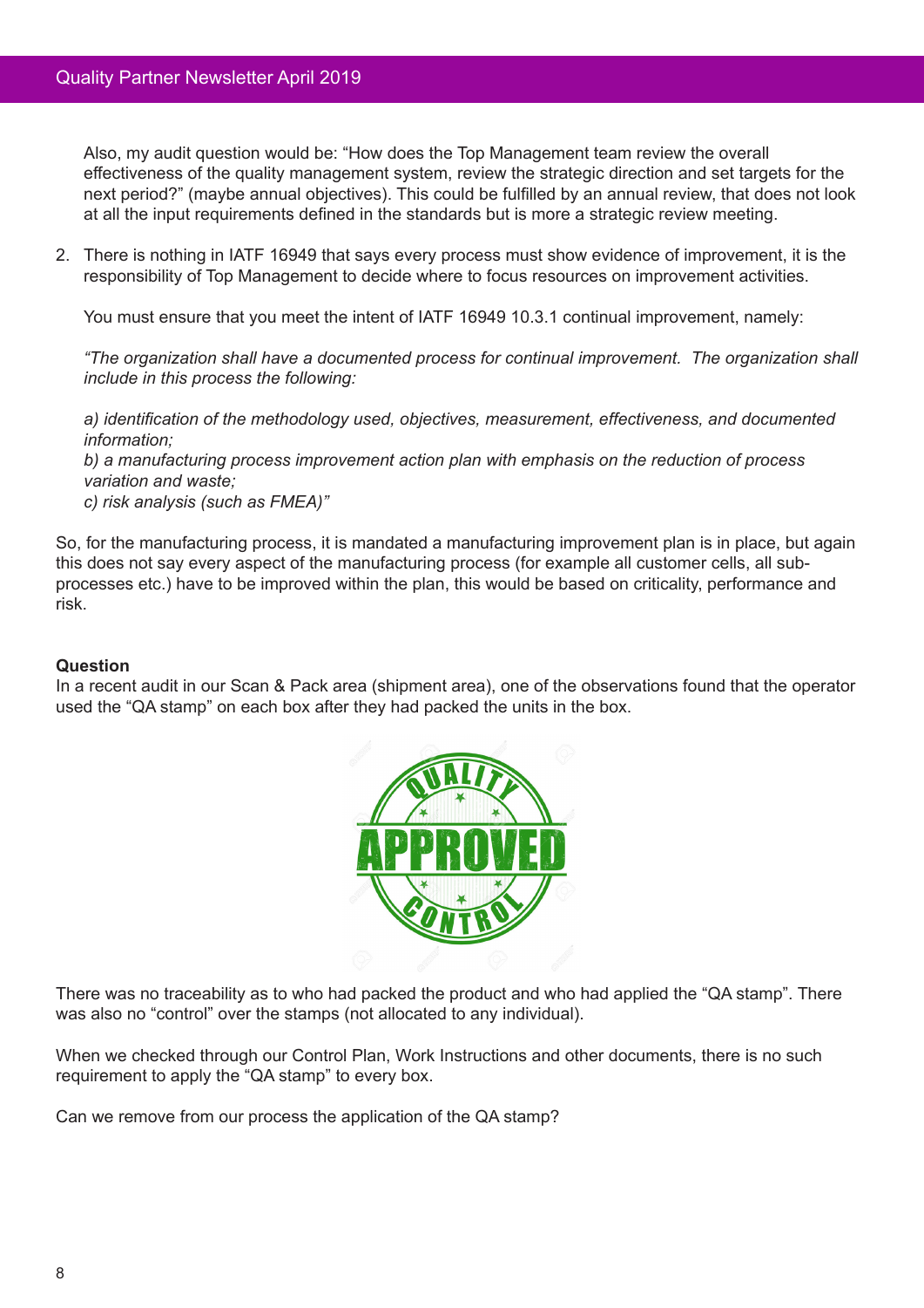Also, my audit question would be: "How does the Top Management team review the overall effectiveness of the quality management system, review the strategic direction and set targets for the next period?" (maybe annual objectives). This could be fulfilled by an annual review, that does not look at all the input requirements defined in the standards but is more a strategic review meeting.

2. There is nothing in IATF 16949 that says every process must show evidence of improvement, it is the responsibility of Top Management to decide where to focus resources on improvement activities.

   You must ensure that you meet the intent of IATF 16949 10.3.1 continual improvement, namely:

   *"The organization shall have a documented process for continual improvement. The organization shall include in this process the following:*

   *a) identification of the methodology used, objectives, measurement, effectiveness, and documented information;*
   *b) a manufacturing process improvement action plan with emphasis on the reduction of process variation and waste;*
   *c) risk analysis (such as FMEA)"*

So, for the manufacturing process, it is mandated a manufacturing improvement plan is in place, but again this does not say every aspect of the manufacturing process (for example all customer cells, all sub-processes etc.) have to be improved within the plan, this would be based on criticality, performance and risk.

**Question**

In a recent audit in our Scan & Pack area (shipment area), one of the observations found that the operator used the "QA stamp" on each box after they had packed the units in the box.

There was no traceability as to who had packed the product and who had applied the "QA stamp". There was also no "control" over the stamps (not allocated to any individual).

When we checked through our Control Plan, Work Instructions and other documents, there is no such requirement to apply the "QA stamp" to every box.

Can we remove from our process the application of the QA stamp?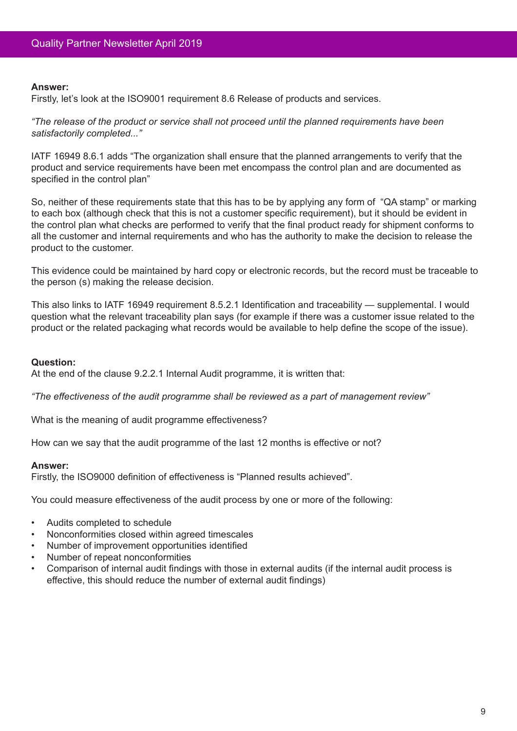**Answer:**
Firstly, let's look at the ISO9001 requirement 8.6 Release of products and services.

*"The release of the product or service shall not proceed until the planned requirements have been satisfactorily completed..."*

IATF 16949 8.6.1 adds "The organization shall ensure that the planned arrangements to verify that the product and service requirements have been met encompass the control plan and are documented as specified in the control plan"

So, neither of these requirements state that this has to be by applying any form of "QA stamp" or marking to each box (although check that this is not a customer specific requirement), but it should be evident in the control plan what checks are performed to verify that the final product ready for shipment conforms to all the customer and internal requirements and who has the authority to make the decision to release the product to the customer.

This evidence could be maintained by hard copy or electronic records, but the record must be traceable to the person (s) making the release decision.

This also links to IATF 16949 requirement 8.5.2.1 Identification and traceability — supplemental. I would question what the relevant traceability plan says (for example if there was a customer issue related to the product or the related packaging what records would be available to help define the scope of the issue).

**Question:**
At the end of the clause 9.2.2.1 Internal Audit programme, it is written that:

*"The effectiveness of the audit programme shall be reviewed as a part of management review"*

What is the meaning of audit programme effectiveness?

How can we say that the audit programme of the last 12 months is effective or not?

**Answer:**
Firstly, the ISO9000 definition of effectiveness is "Planned results achieved".

You could measure effectiveness of the audit process by one or more of the following:

- Audits completed to schedule
- Nonconformities closed within agreed timescales
- Number of improvement opportunities identified
- Number of repeat nonconformities
- Comparison of internal audit findings with those in external audits (if the internal audit process is effective, this should reduce the number of external audit findings)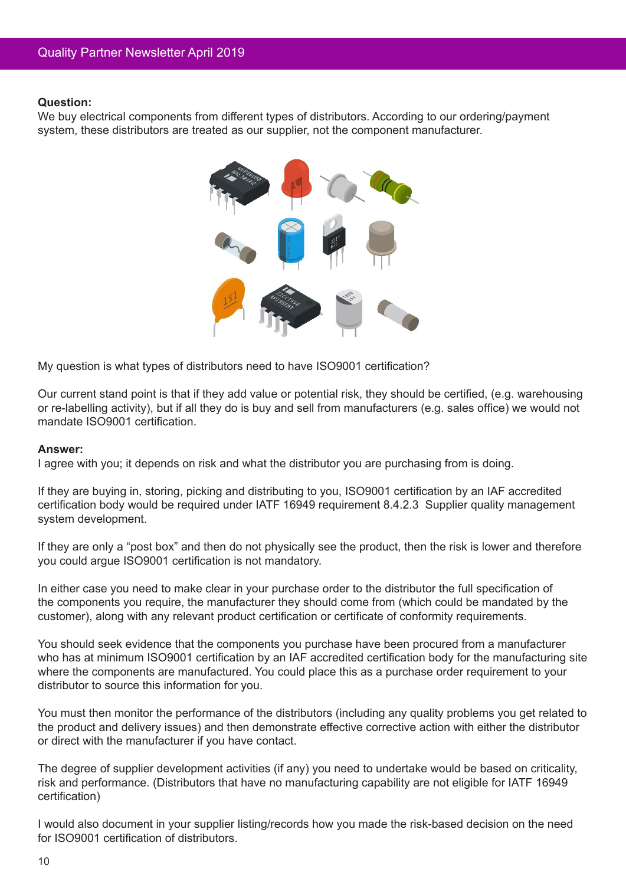**Question:**
We buy electrical components from different types of distributors. According to our ordering/payment system, these distributors are treated as our supplier, not the component manufacturer.

My question is what types of distributors need to have ISO9001 certification?

Our current stand point is that if they add value or potential risk, they should be certified, (e.g. warehousing or re-labelling activity), but if all they do is buy and sell from manufacturers (e.g. sales office) we would not mandate ISO9001 certification.

**Answer:**
I agree with you; it depends on risk and what the distributor you are purchasing from is doing.

If they are buying in, storing, picking and distributing to you, ISO9001 certification by an IAF accredited certification body would be required under IATF 16949 requirement 8.4.2.3 Supplier quality management system development.

If they are only a “post box” and then do not physically see the product, then the risk is lower and therefore you could argue ISO9001 certification is not mandatory.

In either case you need to make clear in your purchase order to the distributor the full specification of the components you require, the manufacturer they should come from (which could be mandated by the customer), along with any relevant product certification or certificate of conformity requirements.

You should seek evidence that the components you purchase have been procured from a manufacturer who has at minimum ISO9001 certification by an IAF accredited certification body for the manufacturing site where the components are manufactured. You could place this as a purchase order requirement to your distributor to source this information for you.

You must then monitor the performance of the distributors (including any quality problems you get related to the product and delivery issues) and then demonstrate effective corrective action with either the distributor or direct with the manufacturer if you have contact.

The degree of supplier development activities (if any) you need to undertake would be based on criticality, risk and performance. (Distributors that have no manufacturing capability are not eligible for IATF 16949 certification)

I would also document in your supplier listing/records how you made the risk-based decision on the need for ISO9001 certification of distributors.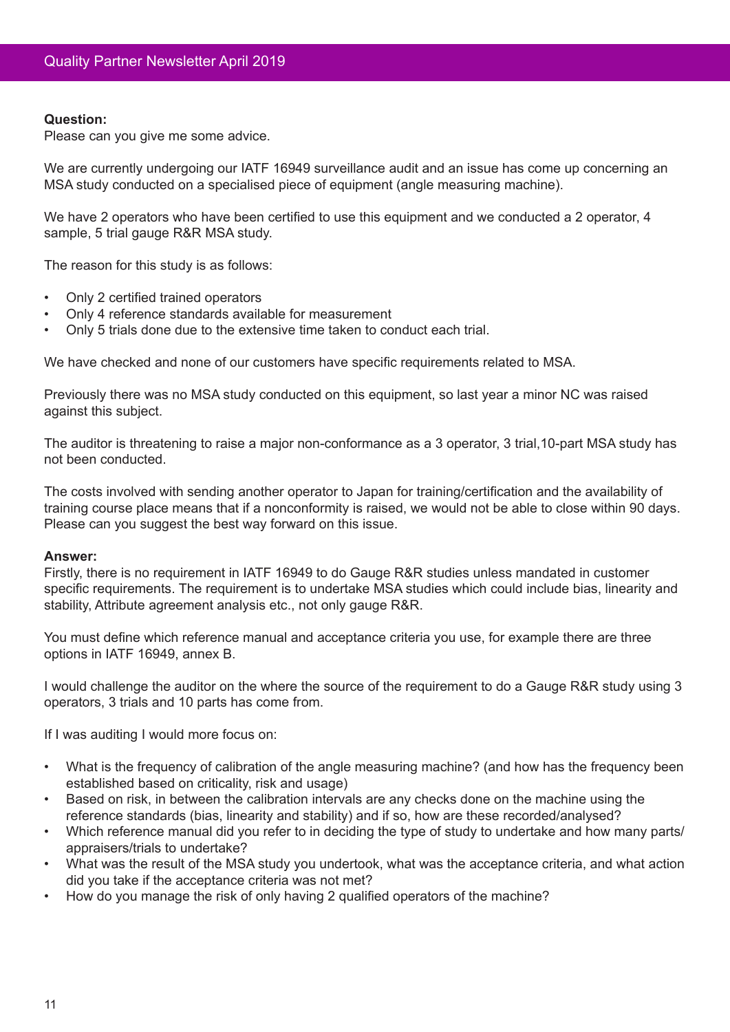**Question:**
Please can you give me some advice.

We are currently undergoing our IATF 16949 surveillance audit and an issue has come up concerning an MSA study conducted on a specialised piece of equipment (angle measuring machine).

We have 2 operators who have been certified to use this equipment and we conducted a 2 operator, 4 sample, 5 trial gauge R&R MSA study.

The reason for this study is as follows:

- Only 2 certified trained operators
- Only 4 reference standards available for measurement
- Only 5 trials done due to the extensive time taken to conduct each trial.

We have checked and none of our customers have specific requirements related to MSA.

Previously there was no MSA study conducted on this equipment, so last year a minor NC was raised against this subject.

The auditor is threatening to raise a major non-conformance as a 3 operator, 3 trial,10-part MSA study has not been conducted.

The costs involved with sending another operator to Japan for training/certification and the availability of training course place means that if a nonconformity is raised, we would not be able to close within 90 days. Please can you suggest the best way forward on this issue.

**Answer:**
Firstly, there is no requirement in IATF 16949 to do Gauge R&R studies unless mandated in customer specific requirements. The requirement is to undertake MSA studies which could include bias, linearity and stability, Attribute agreement analysis etc., not only gauge R&R.

You must define which reference manual and acceptance criteria you use, for example there are three options in IATF 16949, annex B.

I would challenge the auditor on the where the source of the requirement to do a Gauge R&R study using 3 operators, 3 trials and 10 parts has come from.

If I was auditing I would more focus on:

- What is the frequency of calibration of the angle measuring machine? (and how has the frequency been established based on criticality, risk and usage)
- Based on risk, in between the calibration intervals are any checks done on the machine using the reference standards (bias, linearity and stability) and if so, how are these recorded/analysed?
- Which reference manual did you refer to in deciding the type of study to undertake and how many parts/ appraisers/trials to undertake?
- What was the result of the MSA study you undertook, what was the acceptance criteria, and what action did you take if the acceptance criteria was not met?
- How do you manage the risk of only having 2 qualified operators of the machine?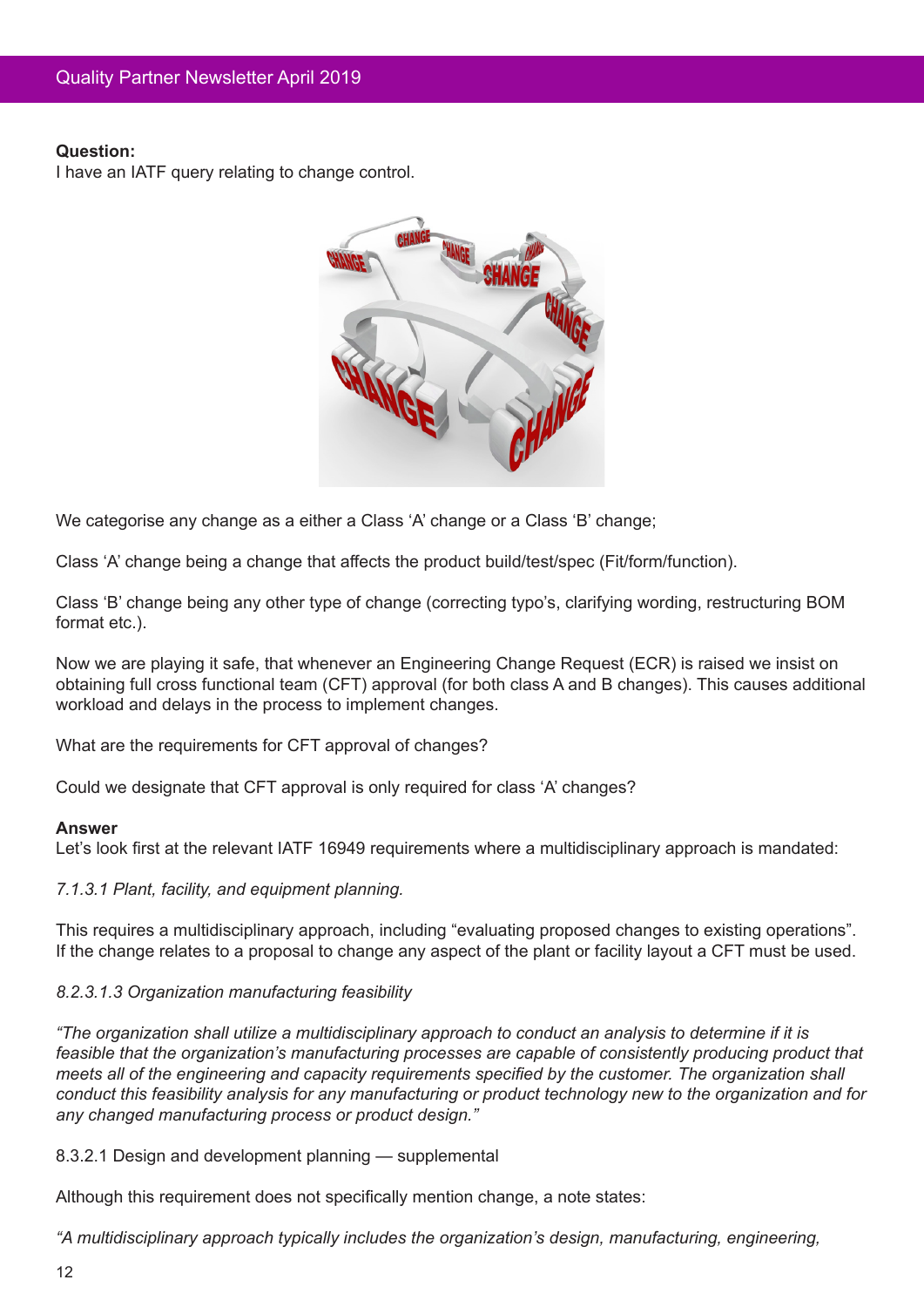**Question:**

I have an IATF query relating to change control.

We categorise any change as a either a Class ‘A’ change or a Class ‘B’ change;

Class ‘A’ change being a change that affects the product build/test/spec (Fit/form/function).

Class ‘B’ change being any other type of change (correcting typo’s, clarifying wording, restructuring BOM format etc.).

Now we are playing it safe, that whenever an Engineering Change Request (ECR) is raised we insist on obtaining full cross functional team (CFT) approval (for both class A and B changes). This causes additional workload and delays in the process to implement changes.

What are the requirements for CFT approval of changes?

Could we designate that CFT approval is only required for class ‘A’ changes?

**Answer**

Let’s look first at the relevant IATF 16949 requirements where a multidisciplinary approach is mandated:

*7.1.3.1 Plant, facility, and equipment planning.*

This requires a multidisciplinary approach, including “evaluating proposed changes to existing operations”. If the change relates to a proposal to change any aspect of the plant or facility layout a CFT must be used.

*8.2.3.1.3 Organization manufacturing feasibility*

*“The organization shall utilize a multidisciplinary approach to conduct an analysis to determine if it is feasible that the organization’s manufacturing processes are capable of consistently producing product that meets all of the engineering and capacity requirements specified by the customer. The organization shall conduct this feasibility analysis for any manufacturing or product technology new to the organization and for any changed manufacturing process or product design.”*

8.3.2.1 Design and development planning — supplemental

Although this requirement does not specifically mention change, a note states:

*“A multidisciplinary approach typically includes the organization’s design, manufacturing, engineering,*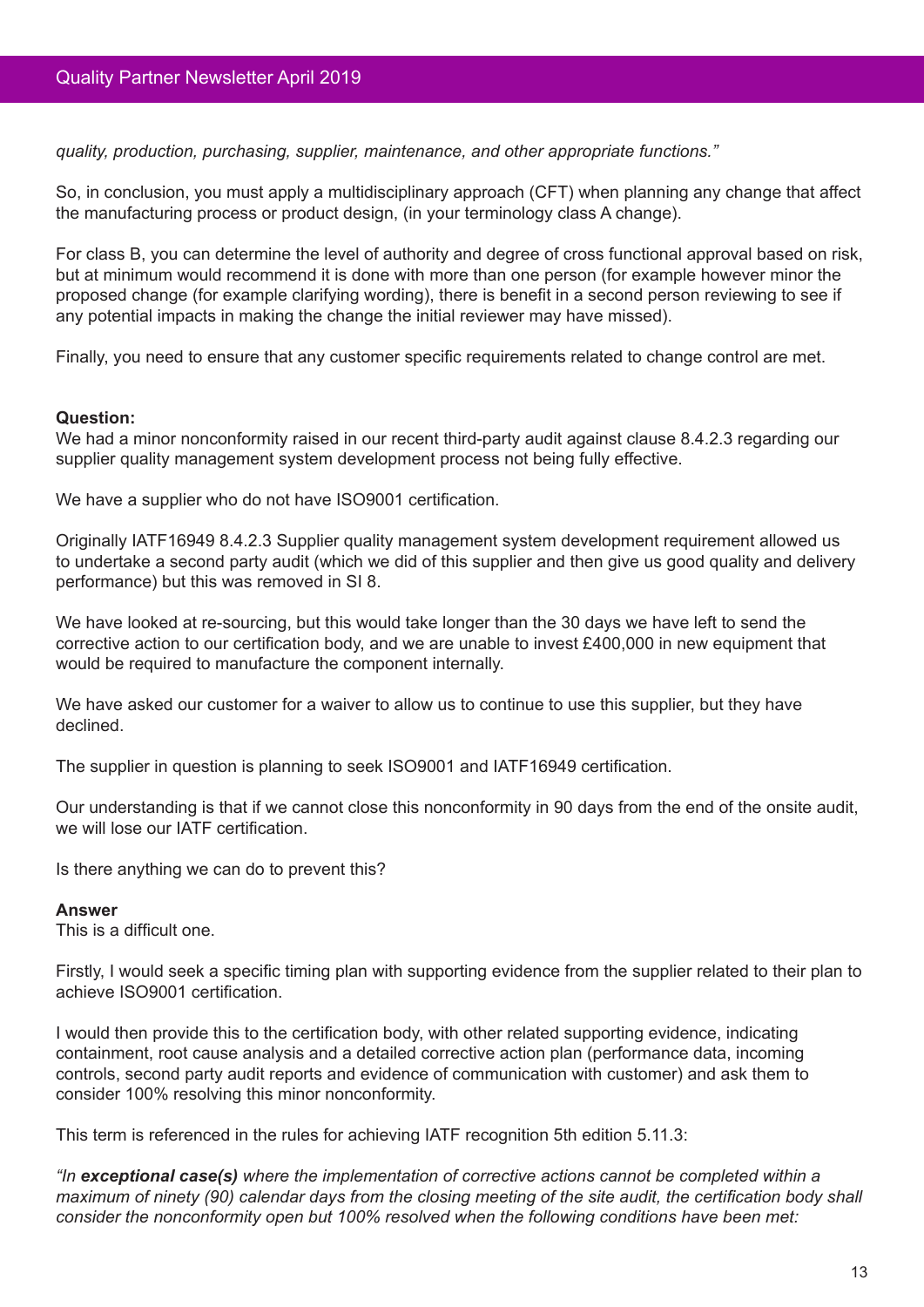*quality, production, purchasing, supplier, maintenance, and other appropriate functions."*

So, in conclusion, you must apply a multidisciplinary approach (CFT) when planning any change that affect the manufacturing process or product design, (in your terminology class A change).

For class B, you can determine the level of authority and degree of cross functional approval based on risk, but at minimum would recommend it is done with more than one person (for example however minor the proposed change (for example clarifying wording), there is benefit in a second person reviewing to see if any potential impacts in making the change the initial reviewer may have missed).

Finally, you need to ensure that any customer specific requirements related to change control are met.

**Question:**
We had a minor nonconformity raised in our recent third-party audit against clause 8.4.2.3 regarding our supplier quality management system development process not being fully effective.

We have a supplier who do not have ISO9001 certification.

Originally IATF16949 8.4.2.3 Supplier quality management system development requirement allowed us to undertake a second party audit (which we did of this supplier and then give us good quality and delivery performance) but this was removed in SI 8.

We have looked at re-sourcing, but this would take longer than the 30 days we have left to send the corrective action to our certification body, and we are unable to invest £400,000 in new equipment that would be required to manufacture the component internally.

We have asked our customer for a waiver to allow us to continue to use this supplier, but they have declined.

The supplier in question is planning to seek ISO9001 and IATF16949 certification.

Our understanding is that if we cannot close this nonconformity in 90 days from the end of the onsite audit, we will lose our IATF certification.

Is there anything we can do to prevent this?

**Answer**
This is a difficult one.

Firstly, I would seek a specific timing plan with supporting evidence from the supplier related to their plan to achieve ISO9001 certification.

I would then provide this to the certification body, with other related supporting evidence, indicating containment, root cause analysis and a detailed corrective action plan (performance data, incoming controls, second party audit reports and evidence of communication with customer) and ask them to consider 100% resolving this minor nonconformity.

This term is referenced in the rules for achieving IATF recognition 5th edition 5.11.3:

*"In **exceptional case(s)** where the implementation of corrective actions cannot be completed within a maximum of ninety (90) calendar days from the closing meeting of the site audit, the certification body shall consider the nonconformity open but 100% resolved when the following conditions have been met:*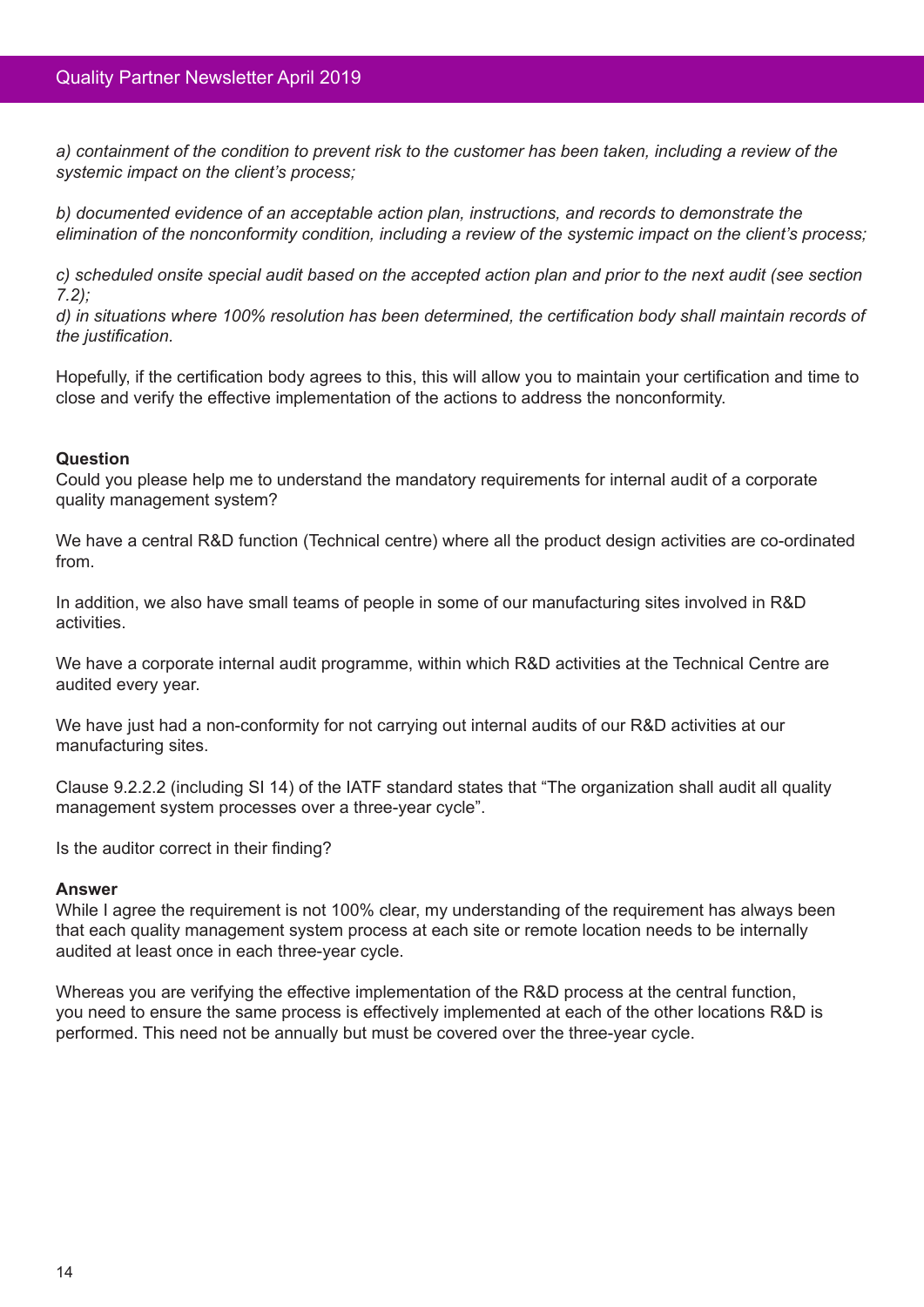*a) containment of the condition to prevent risk to the customer has been taken, including a review of the systemic impact on the client's process;*

*b) documented evidence of an acceptable action plan, instructions, and records to demonstrate the elimination of the nonconformity condition, including a review of the systemic impact on the client's process;*

*c) scheduled onsite special audit based on the accepted action plan and prior to the next audit (see section 7.2);*
*d) in situations where 100% resolution has been determined, the certification body shall maintain records of the justification.*

Hopefully, if the certification body agrees to this, this will allow you to maintain your certification and time to close and verify the effective implementation of the actions to address the nonconformity.

**Question**
Could you please help me to understand the mandatory requirements for internal audit of a corporate quality management system?

We have a central R&D function (Technical centre) where all the product design activities are co-ordinated from.

In addition, we also have small teams of people in some of our manufacturing sites involved in R&D activities.

We have a corporate internal audit programme, within which R&D activities at the Technical Centre are audited every year.

We have just had a non-conformity for not carrying out internal audits of our R&D activities at our manufacturing sites.

Clause 9.2.2.2 (including SI 14) of the IATF standard states that "The organization shall audit all quality management system processes over a three-year cycle".

Is the auditor correct in their finding?

**Answer**
While I agree the requirement is not 100% clear, my understanding of the requirement has always been that each quality management system process at each site or remote location needs to be internally audited at least once in each three-year cycle.

Whereas you are verifying the effective implementation of the R&D process at the central function, you need to ensure the same process is effectively implemented at each of the other locations R&D is performed. This need not be annually but must be covered over the three-year cycle.